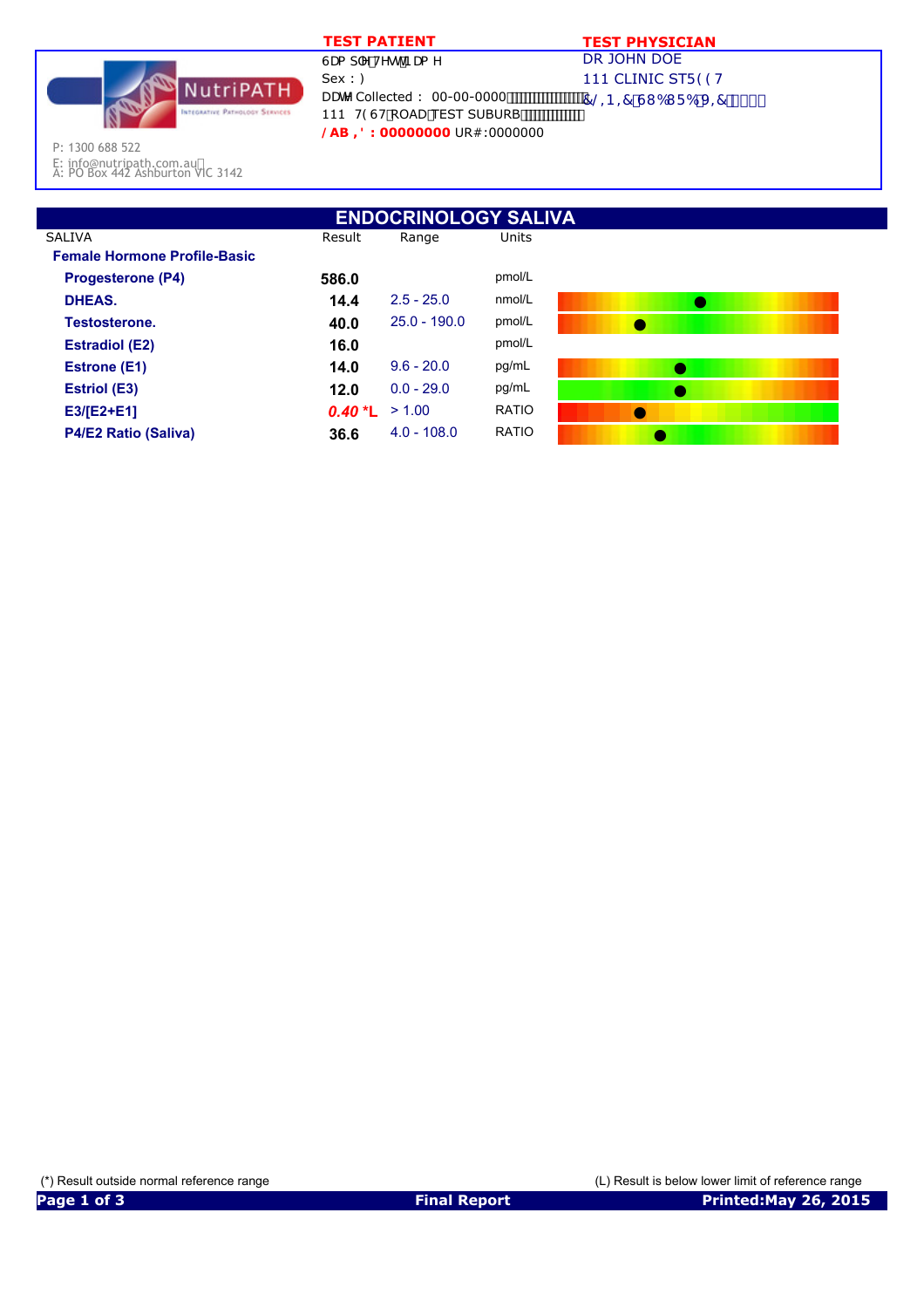NutriPATH
Integrative Pathology Services

P: 1300 688 522
E: info@nutripath.com.au
A: PO Box 442 Ashburton VIC 3142

**TEST PATIENT**

Sample Test Name
Sex : F
Date Collected : 00-00-0000
111 TEST ROAD TEST SUBURB
**LAB ID : 00000000** UR#:0000000

**TEST PHYSICIAN**

DR JOHN DOE
111 CLINIC STREET
CLINIC SUBURB VIC 0000

## ENDOCRINOLOGY SALIVA

| SALIVA | Result | Range | Units |
|---|---|---|---|
| **Female Hormone Profile-Basic** | | | |
| **Progesterone (P4)** | **586.0** | | pmol/L |
| **DHEAS.** | **14.4** | 2.5 - 25.0 | nmol/L |
| **Testosterone.** | **40.0** | 25.0 - 190.0 | pmol/L |
| **Estradiol (E2)** | **16.0** | | pmol/L |
| **Estrone (E1)** | **14.0** | 9.6 - 20.0 | pg/mL |
| **Estriol (E3)** | **12.0** | 0.0 - 29.0 | pg/mL |
| **E3/[E2+E1]** | ***0.40 *L*** | > 1.00 | RATIO |
| **P4/E2 Ratio (Saliva)** | **36.6** | 4.0 - 108.0 | RATIO |

(*) Result outside normal reference range

(L) Result is below lower limit of reference range

**Final Report**

**Printed:May 26, 2015**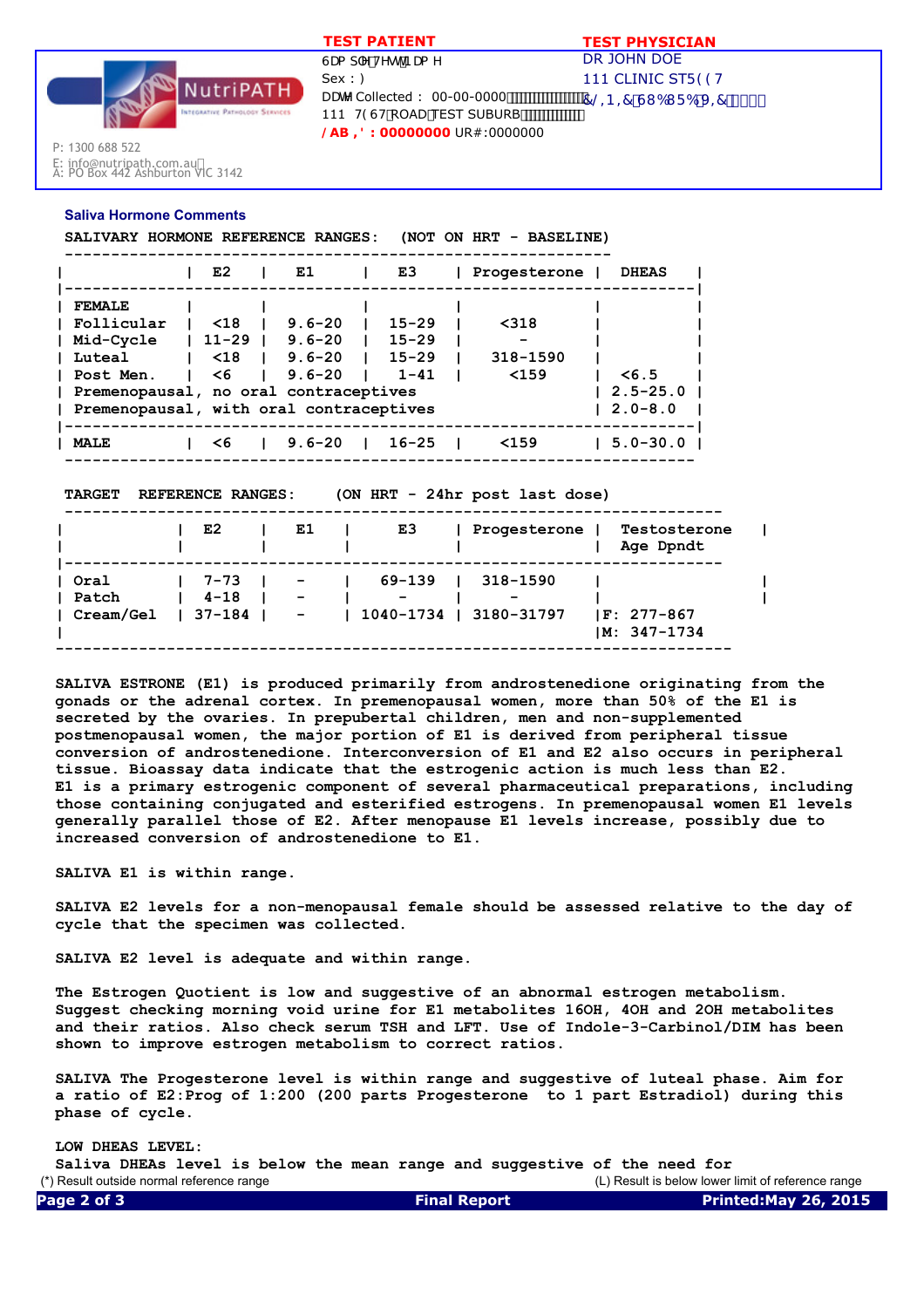**TEST PATIENT**

6DP SOH7HWWL DP H
Sex : )
DDWH Collected : 00-00-0000
111 7(67ROAD TEST SUBURB
/ AB ,' : 00000000 UR#:0000000

**TEST PHYSICIAN**

DR JOHN DOE
111 CLINIC ST5( (7
&/,1,&68%85%9,&

NutriPATH
Integrative Pathology Services

P: 1300 688 522
E: info@nutripath.com.au
A: PO Box 442 Ashburton VIC 3142

## Saliva Hormone Comments

SALIVARY HORMONE REFERENCE RANGES: (NOT ON HRT - BASELINE)

| | E2 | E1 | E3 | Progesterone | DHEAS |
|---|---|---|---|---|---|
| **FEMALE** | | | | | |
| Follicular | <18 | 9.6-20 | 15-29 | <318 | |
| Mid-Cycle | 11-29 | 9.6-20 | 15-29 | - | |
| Luteal | <18 | 9.6-20 | 15-29 | 318-1590 | |
| Post Men. | <6 | 9.6-20 | 1-41 | <159 | <6.5 |
| Premenopausal, no oral contraceptives | | | | | 2.5-25.0 |
| Premenopausal, with oral contraceptives | | | | | 2.0-8.0 |
| **MALE** | <6 | 9.6-20 | 16-25 | <159 | 5.0-30.0 |

TARGET REFERENCE RANGES: (ON HRT - 24hr post last dose)

| | E2 | E1 | E3 | Progesterone | Testosterone Age Dpndt |
|---|---|---|---|---|---|
| Oral | 7-73 | - | 69-139 | 318-1590 | |
| Patch | 4-18 | - | - | - | |
| Cream/Gel | 37-184 | - | 1040-1734 | 3180-31797 | F: 277-867<br>M: 347-1734 |

SALIVA ESTRONE (E1) is produced primarily from androstenedione originating from the gonads or the adrenal cortex. In premenopausal women, more than 50% of the E1 is secreted by the ovaries. In prepubertal children, men and non-supplemented postmenopausal women, the major portion of E1 is derived from peripheral tissue conversion of androstenedione. Interconversion of E1 and E2 also occurs in peripheral tissue. Bioassay data indicate that the estrogenic action is much less than E2. E1 is a primary estrogenic component of several pharmaceutical preparations, including those containing conjugated and esterified estrogens. In premenopausal women E1 levels generally parallel those of E2. After menopause E1 levels increase, possibly due to increased conversion of androstenedione to E1.

SALIVA E1 is within range.

SALIVA E2 levels for a non-menopausal female should be assessed relative to the day of cycle that the specimen was collected.

SALIVA E2 level is adequate and within range.

The Estrogen Quotient is low and suggestive of an abnormal estrogen metabolism. Suggest checking morning void urine for E1 metabolites 16OH, 4OH and 2OH metabolites and their ratios. Also check serum TSH and LFT. Use of Indole-3-Carbinol/DIM has been shown to improve estrogen metabolism to correct ratios.

SALIVA The Progesterone level is within range and suggestive of luteal phase. Aim for a ratio of E2:Prog of 1:200 (200 parts Progesterone to 1 part Estradiol) during this phase of cycle.

LOW DHEAS LEVEL:
Saliva DHEAs level is below the mean range and suggestive of the need for

(*) Result outside normal reference range (L) Result is below lower limit of reference range

Final Report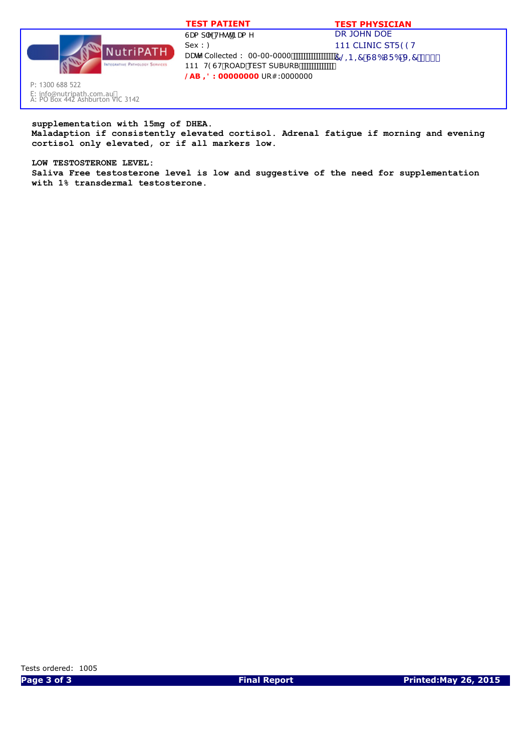supplementation with 15mg of DHEA.
Maladaption if consistently elevated cortisol. Adrenal fatigue if morning and evening cortisol only elevated, or if all markers low.

**LOW TESTOSTERONE LEVEL:**
Saliva Free testosterone level is low and suggestive of the need for supplementation with 1% transdermal testosterone.

Tests ordered: 1005